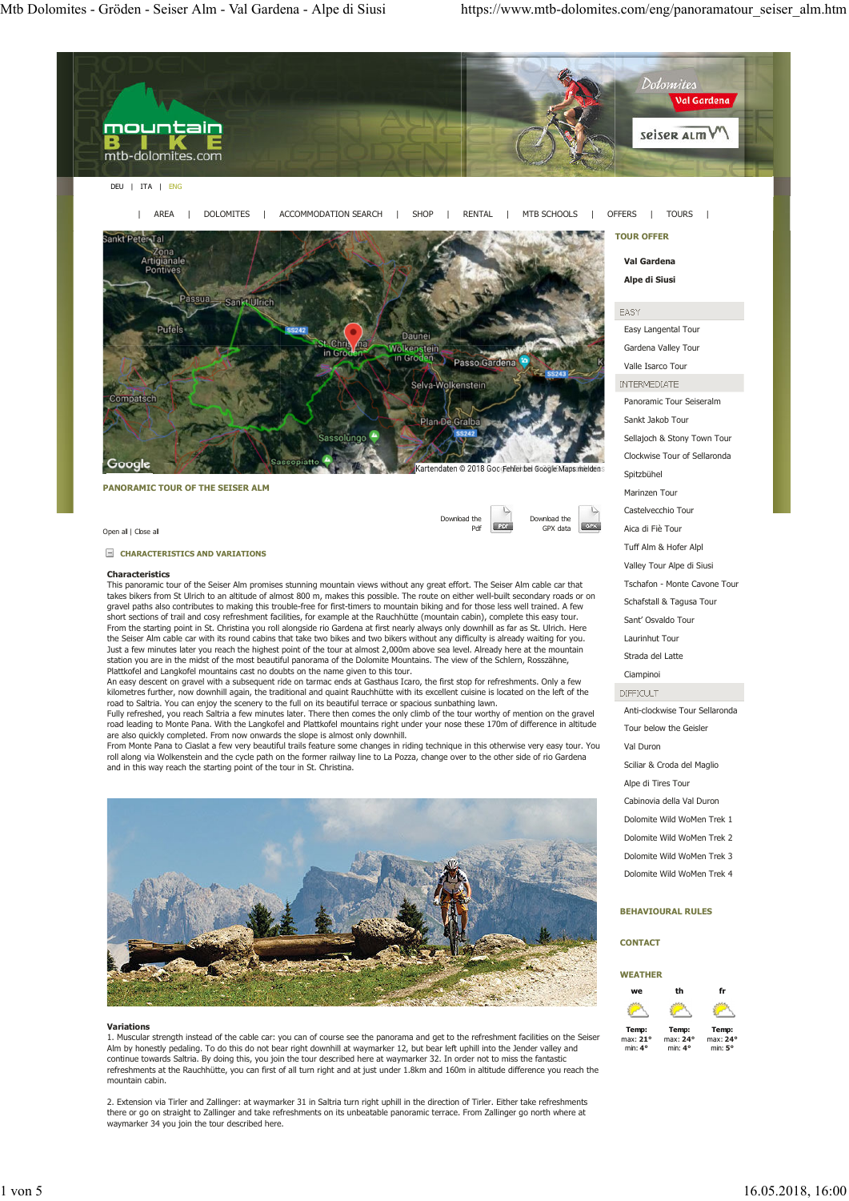DEU | ITA | ENG

| AREA | DOLOMITES | ACCOMMODATION SEARCH | SHOP | RENTAL | MTB SCHOOLS | OFFERS | TOURS |

## PANORAMIC TOUR OF THE SEISER ALM

Download the Pdf | Download the GPX data

Open all | Close all

### CHARACTERISTICS AND VARIATIONS

**Characteristics**

This panoramic tour of the Seiser Alm promises stunning mountain views without any great effort. The Seiser Alm cable car that takes bikers from St Ulrich to an altitude of almost 800 m, makes this possible. The route on either well-built secondary roads or on gravel paths also contributes to making this trouble-free for first-timers to mountain biking and for those less well trained. A few short sections of trail and cosy refreshment facilities, for example at the Rauchhütte (mountain cabin), complete this easy tour.

From the starting point in St. Christina you roll alongside rio Gardena at first nearly always only downhill as far as St. Ulrich. Here the Seiser Alm cable car with its round cabins that take two bikes and two bikers without any difficulty is already waiting for you. Just a few minutes later you reach the highest point of the tour at almost 2,000m above sea level. Already here at the mountain station you are in the midst of the most beautiful panorama of the Dolomite Mountains. The view of the Schlern, Rosszähne, Plattkofel and Langkofel mountains cast no doubts on the name given to this tour.

An easy descent on gravel with a subsequent ride on tarmac ends at Gasthaus Icaro, the first stop for refreshments. Only a few kilometres further, now downhill again, the traditional and quaint Rauchhütte with its excellent cuisine is located on the left of the road to Saltria. You can enjoy the scenery to the full on its beautiful terrace or spacious sunbathing lawn.

Fully refreshed, you reach Saltria a few minutes later. There then comes the only climb of the tour worthy of mention on the gravel road leading to Monte Pana. With the Langkofel and Plattkofel mountains right under your nose these 170m of difference in altitude are also quickly completed. From now onwards the slope is almost only downhill.

From Monte Pana to Ciaslat a few very beautiful trails feature some changes in riding technique in this otherwise very easy tour. You roll along via Wolkenstein and the cycle path on the former railway line to La Pozza, change over to the other side of rio Gardena and in this way reach the starting point of the tour in St. Christina.

**Variations**

1. Muscular strength instead of the cable car: you can of course see the panorama and get to the refreshment facilities on the Seiser Alm by honestly pedaling. To do this do not bear right downhill at waymarker 12, but bear left uphill into the Jender valley and continue towards Saltria. By doing this, you join the tour described here at waymarker 32. In order not to miss the fantastic refreshments at the Rauchhütte, you can first of all turn right and at just under 1.8km and 160m in altitude difference you reach the mountain cabin.

2. Extension via Tirler and Zallinger: at waymarker 31 in Saltria turn right uphill in the direction of Tirler. Either take refreshments there or go on straight to Zallinger and take refreshments on its unbeatable panoramic terrace. From Zallinger go north where at waymarker 34 you join the tour described here.

---

**TOUR OFFER**

- Val Gardena
- Alpe di Siusi

**EASY**

- Easy Langental Tour
- Gardena Valley Tour
- Valle Isarco Tour

**INTERMEDIATE**

- Panoramic Tour Seiseralm
- Sankt Jakob Tour
- Sellajoch & Stony Town Tour
- Clockwise Tour of Sellaronda
- Spitzbühel
- Marinzen Tour
- Castelvecchio Tour
- Aica di Fiè Tour
- Tuff Alm & Hofer Alpl
- Valley Tour Alpe di Siusi
- Tschafon - Monte Cavone Tour
- Schafstall & Tagusa Tour
- Sant' Osvaldo Tour
- Laurinhut Tour
- Strada del Latte
- Ciampinoi

**DIFFICULT**

- Anti-clockwise Tour Sellaronda
- Tour below the Geisler
- Val Duron
- Sciliar & Croda del Maglio
- Alpe di Tires Tour
- Cabinovia della Val Duron
- Dolomite Wild WoMen Trek 1
- Dolomite Wild WoMen Trek 2
- Dolomite Wild WoMen Trek 3
- Dolomite Wild WoMen Trek 4

**BEHAVIOURAL RULES**

**CONTACT**

**WEATHER**

| we | th | fr |
|---|---|---|
| Temp: max: 21° min: 4° | Temp: max: 24° min: 4° | Temp: max: 24° min: 5° |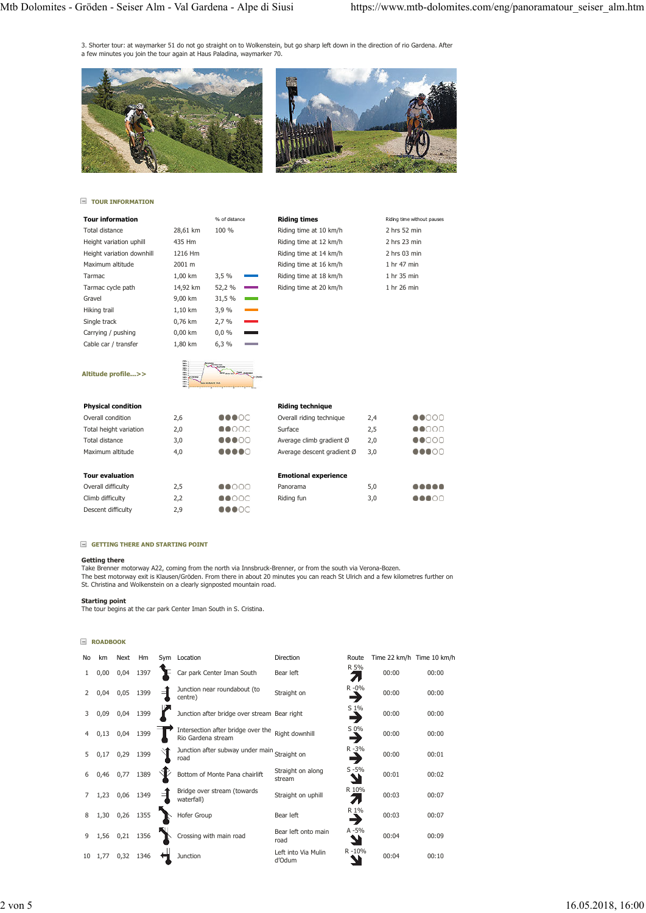3. Shorter tour: at waymarker 51 do not go straight on to Wolkenstein, but go sharp left down in the direction of rio Gardena. After a few minutes you join the tour again at Haus Paladina, waymarker 70.

## TOUR INFORMATION

| Tour information | | % of distance | Riding times | Riding time without pauses |
|---|---|---|---|---|
| Total distance | 28,61 km | 100 % | Riding time at 10 km/h | 2 hrs 52 min |
| Height variation uphill | 435 Hm | | Riding time at 12 km/h | 2 hrs 23 min |
| Height variation downhill | 1216 Hm | | Riding time at 14 km/h | 2 hrs 03 min |
| Maximum altitude | 2001 m | | Riding time at 16 km/h | 1 hr 47 min |
| Tarmac | 1,00 km | 3,5 % | Riding time at 18 km/h | 1 hr 35 min |
| Tarmac cycle path | 14,92 km | 52,2 % | Riding time at 20 km/h | 1 hr 26 min |
| Gravel | 9,00 km | 31,5 % | | |
| Hiking trail | 1,10 km | 3,9 % | | |
| Single track | 0,76 km | 2,7 % | | |
| Carrying / pushing | 0,00 km | 0,0 % | | |
| Cable car / transfer | 1,80 km | 6,3 % | | |

Altitude profile...>>

| Physical condition | | Riding technique | |
|---|---|---|---|
| Overall condition | 2,6 | Overall riding technique | 2,4 |
| Total height variation | 2,0 | Surface | 2,5 |
| Total distance | 3,0 | Average climb gradient Ø | 2,0 |
| Maximum altitude | 4,0 | Average descent gradient Ø | 3,0 |

| Tour evaluation | | Emotional experience | |
|---|---|---|---|
| Overall difficulty | 2,5 | Panorama | 5,0 |
| Climb difficulty | 2,2 | Riding fun | 3,0 |
| Descent difficulty | 2,9 | | |

## GETTING THERE AND STARTING POINT

**Getting there**
Take Brenner motorway A22, coming from the north via Innsbruck-Brenner, or from the south via Verona-Bozen.
The best motorway exit is Klausen/Gröden. From there in about 20 minutes you can reach St Ulrich and a few kilometres further on St. Christina and Wolkenstein on a clearly signposted mountain road.

**Starting point**
The tour begins at the car park Center Iman South in S. Cristina.

## ROADBOOK

| No | km | Next | Hm | Sym | Location | Direction | Route | Time 22 km/h | Time 10 km/h |
|---|---|---|---|---|---|---|---|---|---|
| 1 | 0,00 | 0,04 | 1397 | | Car park Center Iman South | Bear left | R 5% | 00:00 | 00:00 |
| 2 | 0,04 | 0,05 | 1399 | | Junction near roundabout (to centre) | Straight on | R -0% | 00:00 | 00:00 |
| 3 | 0,09 | 0,04 | 1399 | | Junction after bridge over stream | Bear right | S 1% | 00:00 | 00:00 |
| 4 | 0,13 | 0,04 | 1399 | | Intersection after bridge over the Rio Gardena stream | Right downhill | S 0% | 00:00 | 00:00 |
| 5 | 0,17 | 0,29 | 1399 | | Junction after subway under main road | Straight on | R -3% | 00:00 | 00:01 |
| 6 | 0,46 | 0,77 | 1389 | | Bottom of Monte Pana chairlift | Straight on along stream | S -5% | 00:01 | 00:02 |
| 7 | 1,23 | 0,06 | 1349 | | Bridge over stream (towards waterfall) | Straight on uphill | R 10% | 00:03 | 00:07 |
| 8 | 1,30 | 0,26 | 1355 | | Hofer Group | Bear left | R 1% | 00:03 | 00:07 |
| 9 | 1,56 | 0,21 | 1356 | | Crossing with main road | Bear left onto main road | A -5% | 00:04 | 00:09 |
| 10 | 1,77 | 0,32 | 1346 | | Junction | Left into Via Mulin d'Odum | R -10% | 00:04 | 00:10 |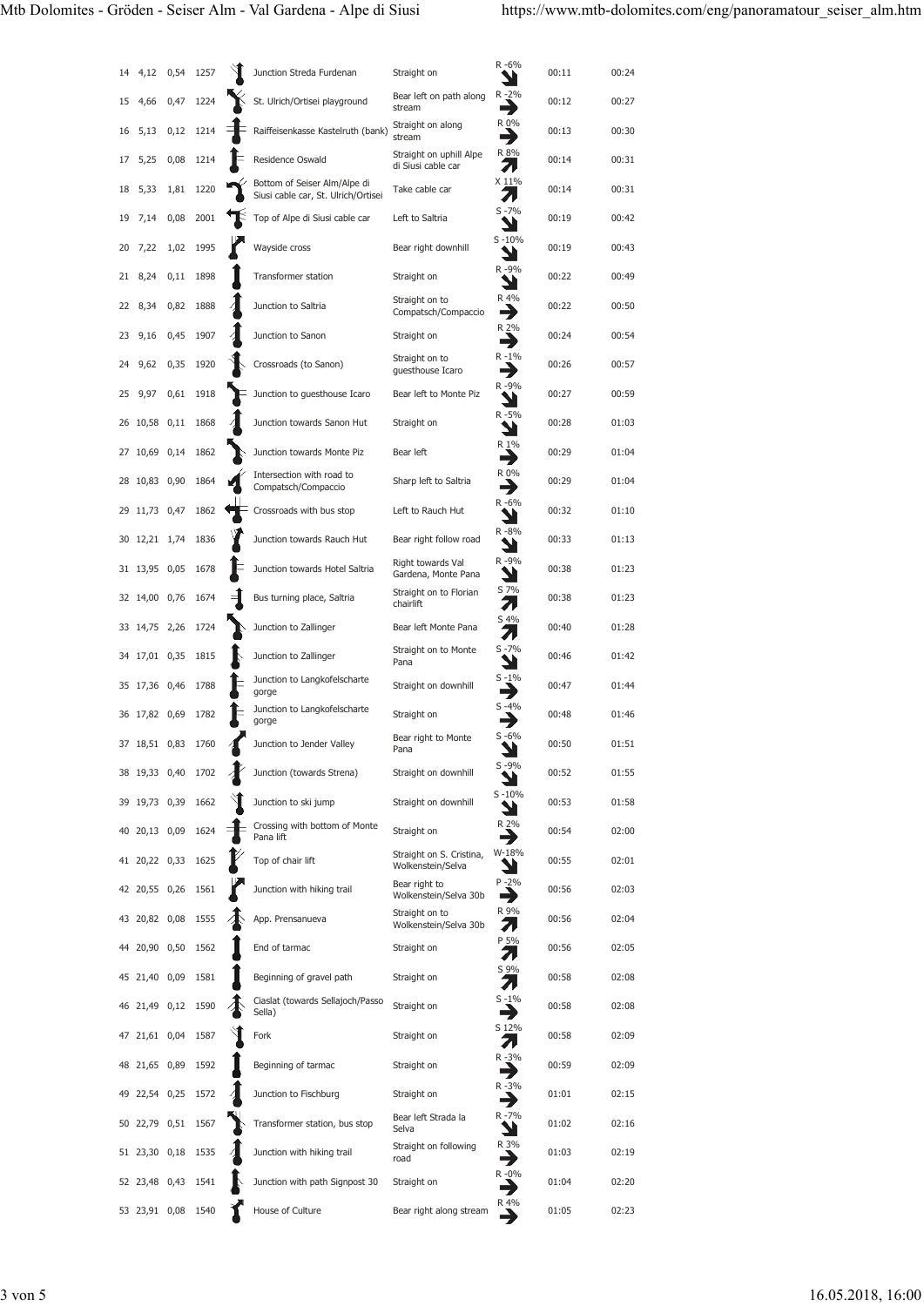| | | | | | | | | | |
|---|---|---|---|---|---|---|---|---|---|
| 14 | 4,12 | 0,54 | 1257 | | Junction Streda Furdenan | Straight on | R -6% | 00:11 | 00:24 |
| 15 | 4,66 | 0,47 | 1224 | | St. Ulrich/Ortisei playground | Bear left on path along stream | R -2% | 00:12 | 00:27 |
| 16 | 5,13 | 0,12 | 1214 | | Raiffeisenkasse Kastelruth (bank) | Straight on along stream | R 0% | 00:13 | 00:30 |
| 17 | 5,25 | 0,08 | 1214 | | Residence Oswald | Straight on uphill Alpe di Siusi cable car | R 8% | 00:14 | 00:31 |
| 18 | 5,33 | 1,81 | 1220 | | Bottom of Seiser Alm/Alpe di Siusi cable car, St. Ulrich/Ortisei | Take cable car | X 11% | 00:14 | 00:31 |
| 19 | 7,14 | 0,08 | 2001 | | Top of Alpe di Siusi cable car | Left to Saltria | S -7% | 00:19 | 00:42 |
| 20 | 7,22 | 1,02 | 1995 | | Wayside cross | Bear right downhill | S -10% | 00:19 | 00:43 |
| 21 | 8,24 | 0,11 | 1898 | | Transformer station | Straight on | R -9% | 00:22 | 00:49 |
| 22 | 8,34 | 0,82 | 1888 | | Junction to Saltria | Straight on to Compatsch/Compaccio | R 4% | 00:22 | 00:50 |
| 23 | 9,16 | 0,45 | 1907 | | Junction to Sanon | Straight on | R 2% | 00:24 | 00:54 |
| 24 | 9,62 | 0,35 | 1920 | | Crossroads (to Sanon) | Straight on to guesthouse Icaro | R -1% | 00:26 | 00:57 |
| 25 | 9,97 | 0,61 | 1918 | | Junction to guesthouse Icaro | Bear left to Monte Piz | R -9% | 00:27 | 00:59 |
| 26 | 10,58 | 0,11 | 1868 | | Junction towards Sanon Hut | Straight on | R -5% | 00:28 | 01:03 |
| 27 | 10,69 | 0,14 | 1862 | | Junction towards Monte Piz | Bear left | R 1% | 00:29 | 01:04 |
| 28 | 10,83 | 0,90 | 1864 | | Intersection with road to Compatsch/Compaccio | Sharp left to Saltria | R 0% | 00:29 | 01:04 |
| 29 | 11,73 | 0,47 | 1862 | | Crossroads with bus stop | Left to Rauch Hut | R -6% | 00:32 | 01:10 |
| 30 | 12,21 | 1,74 | 1836 | | Junction towards Rauch Hut | Bear right follow road | R -8% | 00:33 | 01:13 |
| 31 | 13,95 | 0,05 | 1678 | | Junction towards Hotel Saltria | Right towards Val Gardena, Monte Pana | R -9% | 00:38 | 01:23 |
| 32 | 14,00 | 0,76 | 1674 | | Bus turning place, Saltria | Straight on to Florian chairlift | S 7% | 00:38 | 01:23 |
| 33 | 14,75 | 2,26 | 1724 | | Junction to Zallinger | Bear left Monte Pana | S 4% | 00:40 | 01:28 |
| 34 | 17,01 | 0,35 | 1815 | | Junction to Zallinger | Straight on to Monte Pana | S -7% | 00:46 | 01:42 |
| 35 | 17,36 | 0,46 | 1788 | | Junction to Langkofelscharte gorge | Straight on downhill | S -1% | 00:47 | 01:44 |
| 36 | 17,82 | 0,69 | 1782 | | Junction to Langkofelscharte gorge | Straight on | S -4% | 00:48 | 01:46 |
| 37 | 18,51 | 0,83 | 1760 | | Junction to Jender Valley | Bear right to Monte Pana | S -6% | 00:50 | 01:51 |
| 38 | 19,33 | 0,40 | 1702 | | Junction (towards Strena) | Straight on downhill | S -9% | 00:52 | 01:55 |
| 39 | 19,73 | 0,39 | 1662 | | Junction to ski jump | Straight on downhill | S -10% | 00:53 | 01:58 |
| 40 | 20,13 | 0,09 | 1624 | | Crossing with bottom of Monte Pana lift | Straight on | R 2% | 00:54 | 02:00 |
| 41 | 20,22 | 0,33 | 1625 | | Top of chair lift | Straight on S. Cristina, Wolkenstein/Selva | W-18% | 00:55 | 02:01 |
| 42 | 20,55 | 0,26 | 1561 | | Junction with hiking trail | Bear right to Wolkenstein/Selva 30b | P -2% | 00:56 | 02:03 |
| 43 | 20,82 | 0,08 | 1555 | | App. Prensanueva | Straight on to Wolkenstein/Selva 30b | R 9% | 00:56 | 02:04 |
| 44 | 20,90 | 0,50 | 1562 | | End of tarmac | Straight on | P 5% | 00:56 | 02:05 |
| 45 | 21,40 | 0,09 | 1581 | | Beginning of gravel path | Straight on | S 9% | 00:58 | 02:08 |
| 46 | 21,49 | 0,12 | 1590 | | Ciaslat (towards Sellajoch/Passo Sella) | Straight on | S -1% | 00:58 | 02:08 |
| 47 | 21,61 | 0,04 | 1587 | | Fork | Straight on | S 12% | 00:58 | 02:09 |
| 48 | 21,65 | 0,89 | 1592 | | Beginning of tarmac | Straight on | R -3% | 00:59 | 02:09 |
| 49 | 22,54 | 0,25 | 1572 | | Junction to Fischburg | Straight on | R -3% | 01:01 | 02:15 |
| 50 | 22,79 | 0,51 | 1567 | | Transformer station, bus stop | Bear left Strada la Selva | R -7% | 01:02 | 02:16 |
| 51 | 23,30 | 0,18 | 1535 | | Junction with hiking trail | Straight on following road | R 3% | 01:03 | 02:19 |
| 52 | 23,48 | 0,43 | 1541 | | Junction with path Signpost 30 | Straight on | R -0% | 01:04 | 02:20 |
| 53 | 23,91 | 0,08 | 1540 | | House of Culture | Bear right along stream | R 4% | 01:05 | 02:23 |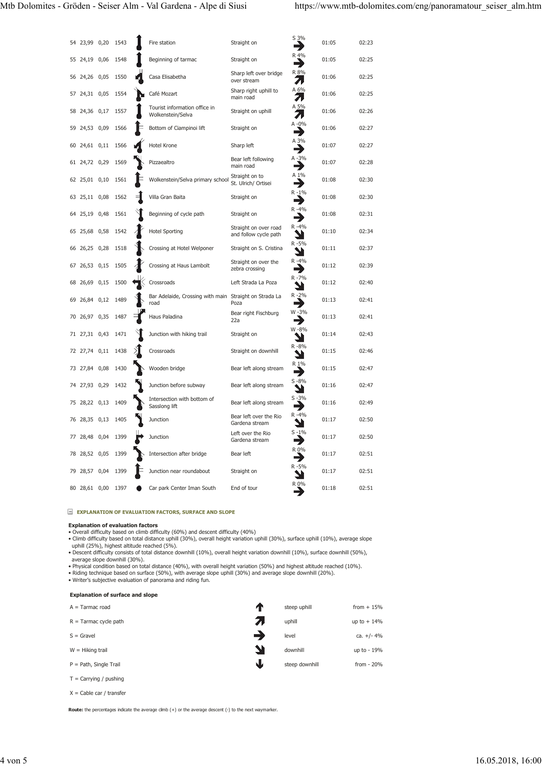| No. | km | Dist. | Alt. | Waymarker | Direction | Surface/Slope | Time | Total |
|---|---|---|---|---|---|---|---|---|
| 54 | 23,99 | 0,20 | 1543 | Fire station | Straight on | S 3% | 01:05 | 02:23 |
| 55 | 24,19 | 0,06 | 1548 | Beginning of tarmac | Straight on | R 4% | 01:05 | 02:25 |
| 56 | 24,26 | 0,05 | 1550 | Casa Elisabetha | Sharp left over bridge over stream | R 8% | 01:06 | 02:25 |
| 57 | 24,31 | 0,05 | 1554 | Café Mozart | Sharp right uphill to main road | A 6% | 01:06 | 02:25 |
| 58 | 24,36 | 0,17 | 1557 | Tourist information office in Wolkenstein/Selva | Straight on uphill | A 5% | 01:06 | 02:26 |
| 59 | 24,53 | 0,09 | 1566 | Bottom of Ciampinoi lift | Straight on | A -0% | 01:06 | 02:27 |
| 60 | 24,61 | 0,11 | 1566 | Hotel Krone | Sharp left | A 3% | 01:07 | 02:27 |
| 61 | 24,72 | 0,29 | 1569 | Pizzaealtro | Bear left following main road | A -3% | 01:07 | 02:28 |
| 62 | 25,01 | 0,10 | 1561 | Wolkenstein/Selva primary school | Straight on to St. Ulrich/ Ortisei | A 1% | 01:08 | 02:30 |
| 63 | 25,11 | 0,08 | 1562 | Villa Gran Baita | Straight on | R -1% | 01:08 | 02:30 |
| 64 | 25,19 | 0,48 | 1561 | Beginning of cycle path | Straight on | R -4% | 01:08 | 02:31 |
| 65 | 25,68 | 0,58 | 1542 | Hotel Sporting | Straight on over road and follow cycle path | R -4% | 01:10 | 02:34 |
| 66 | 26,25 | 0,28 | 1518 | Crossing at Hotel Welponer | Straight on S. Cristina | R -5% | 01:11 | 02:37 |
| 67 | 26,53 | 0,15 | 1505 | Crossing at Haus Lambolt | Straight on over the zebra crossing | R -4% | 01:12 | 02:39 |
| 68 | 26,69 | 0,15 | 1500 | Crossroads | Left Strada La Poza | R -7% | 01:12 | 02:40 |
| 69 | 26,84 | 0,12 | 1489 | Bar Adelaide, Crossing with main road | Straight on Strada La Poza | R -2% | 01:13 | 02:41 |
| 70 | 26,97 | 0,35 | 1487 | Haus Paladina | Bear right Fischburg 22a | W -3% | 01:13 | 02:41 |
| 71 | 27,31 | 0,43 | 1471 | Junction with hiking trail | Straight on | W -8% | 01:14 | 02:43 |
| 72 | 27,74 | 0,11 | 1438 | Crossroads | Straight on downhill | R -8% | 01:15 | 02:46 |
| 73 | 27,84 | 0,08 | 1430 | Wooden bridge | Bear left along stream | R 1% | 01:15 | 02:47 |
| 74 | 27,93 | 0,29 | 1432 | Junction before subway | Bear left along stream | S -8% | 01:16 | 02:47 |
| 75 | 28,22 | 0,13 | 1409 | Intersection with bottom of Sasslong lift | Bear left along stream | S -3% | 01:16 | 02:49 |
| 76 | 28,35 | 0,13 | 1405 | Junction | Bear left over the Rio Gardena stream | R -4% | 01:17 | 02:50 |
| 77 | 28,48 | 0,04 | 1399 | Junction | Left over the Rio Gardena stream | S -1% | 01:17 | 02:50 |
| 78 | 28,52 | 0,05 | 1399 | Intersection after bridge | Bear left | R 0% | 01:17 | 02:51 |
| 79 | 28,57 | 0,04 | 1399 | Junction near roundabout | Straight on | R -5% | 01:17 | 02:51 |
| 80 | 28,61 | 0,00 | 1397 | Car park Center Iman South | End of tour | R 0% | 01:18 | 02:51 |

## EXPLANATION OF EVALUATION FACTORS, SURFACE AND SLOPE

**Explanation of evaluation factors**

- Overall difficulty based on climb difficulty (60%) and descent difficulty (40%)
- Climb difficulty based on total distance uphill (30%), overall height variation uphill (30%), surface uphill (10%), average slope uphill (25%), highest altitude reached (5%).
- Descent difficulty consists of total distance downhill (10%), overall height variation downhill (10%), surface downhill (50%), average slope downhill (30%).
- Physical condition based on total distance (40%), with overall height variation (50%) and highest altitude reached (10%).
- Riding technique based on surface (50%), with average slope uphill (30%) and average slope downhill (20%).
- Writer's subjective evaluation of panorama and riding fun.

**Explanation of surface and slope**

| Surface | Slope | | |
|---|---|---|---|
| A = Tarmac road | ↑ | steep uphill | from + 15% |
| R = Tarmac cycle path | ↗ | uphill | up to + 14% |
| S = Gravel | → | level | ca. +/- 4% |
| W = Hiking trail | ↘ | downhill | up to - 19% |
| P = Path, Single Trail | ↓ | steep downhill | from - 20% |
| T = Carrying / pushing | | | |
| X = Cable car / transfer | | | |

**Route:** the percentages indicate the average climb (+) or the average descent (-) to the next waymarker.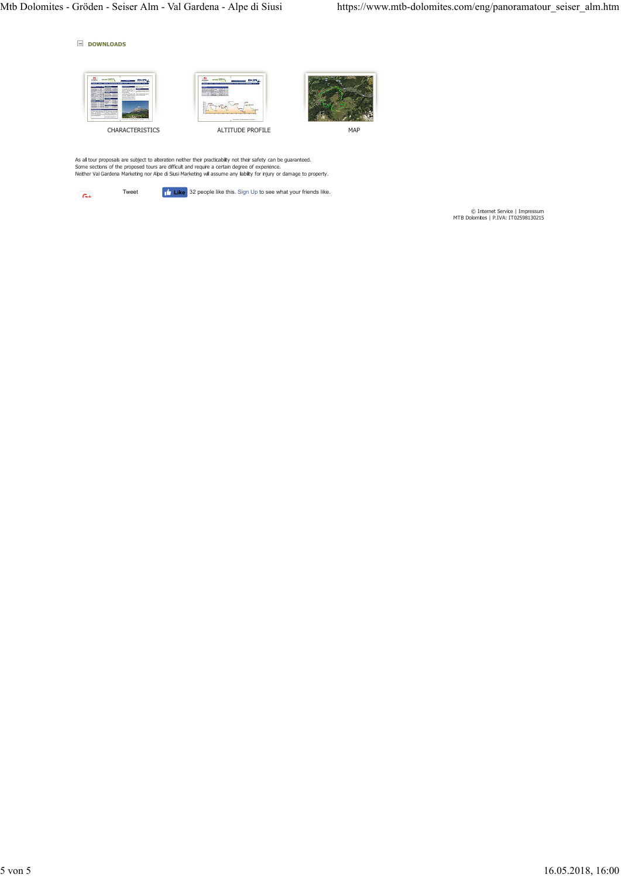## DOWNLOADS

CHARACTERISTICS

ALTITUDE PROFILE

MAP

As all tour proposals are subject to alteration neither their practicability not their safety can be guaranteed.
Some sections of the proposed tours are difficult and require a certain degree of experience.
Neither Val Gardena Marketing nor Alpe di Siusi Marketing will assume any liability for injury or damage to property.

Tweet

Like 32 people like this. Sign Up to see what your friends like.

© Internet Service | Impressum
MTB Dolomites | P.IVA: IT02598130215